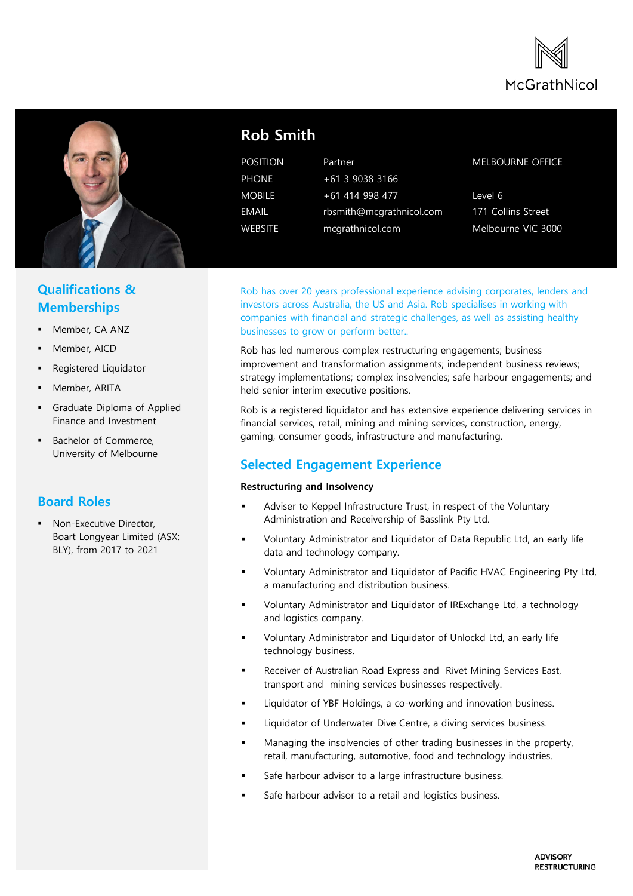McGrathNicol

# Rob Smith

| | | |
|---|---|---|
| POSITION | Partner | MELBOURNE OFFICE |
| PHONE | +61 3 9038 3166 | |
| MOBILE | +61 414 998 477 | Level 6 |
| EMAIL | rbsmith@mcgrathnicol.com | 171 Collins Street |
| WEBSITE | mcgrathnicol.com | Melbourne VIC 3000 |

## Qualifications & Memberships

- Member, CA ANZ
- Member, AICD
- Registered Liquidator
- Member, ARITA
- Graduate Diploma of Applied Finance and Investment
- Bachelor of Commerce, University of Melbourne

## Board Roles

- Non-Executive Director, Boart Longyear Limited (ASX: BLY), from 2017 to 2021

Rob has over 20 years professional experience advising corporates, lenders and investors across Australia, the US and Asia. Rob specialises in working with companies with financial and strategic challenges, as well as assisting healthy businesses to grow or perform better..

Rob has led numerous complex restructuring engagements; business improvement and transformation assignments; independent business reviews; strategy implementations; complex insolvencies; safe harbour engagements; and held senior interim executive positions.

Rob is a registered liquidator and has extensive experience delivering services in financial services, retail, mining and mining services, construction, energy, gaming, consumer goods, infrastructure and manufacturing.

## Selected Engagement Experience

**Restructuring and Insolvency**

- Adviser to Keppel Infrastructure Trust, in respect of the Voluntary Administration and Receivership of Basslink Pty Ltd.
- Voluntary Administrator and Liquidator of Data Republic Ltd, an early life data and technology company.
- Voluntary Administrator and Liquidator of Pacific HVAC Engineering Pty Ltd, a manufacturing and distribution business.
- Voluntary Administrator and Liquidator of IRExchange Ltd, a technology and logistics company.
- Voluntary Administrator and Liquidator of Unlockd Ltd, an early life technology business.
- Receiver of Australian Road Express and Rivet Mining Services East, transport and mining services businesses respectively.
- Liquidator of YBF Holdings, a co-working and innovation business.
- Liquidator of Underwater Dive Centre, a diving services business.
- Managing the insolvencies of other trading businesses in the property, retail, manufacturing, automotive, food and technology industries.
- Safe harbour advisor to a large infrastructure business.
- Safe harbour advisor to a retail and logistics business.

ADVISORY
RESTRUCTURING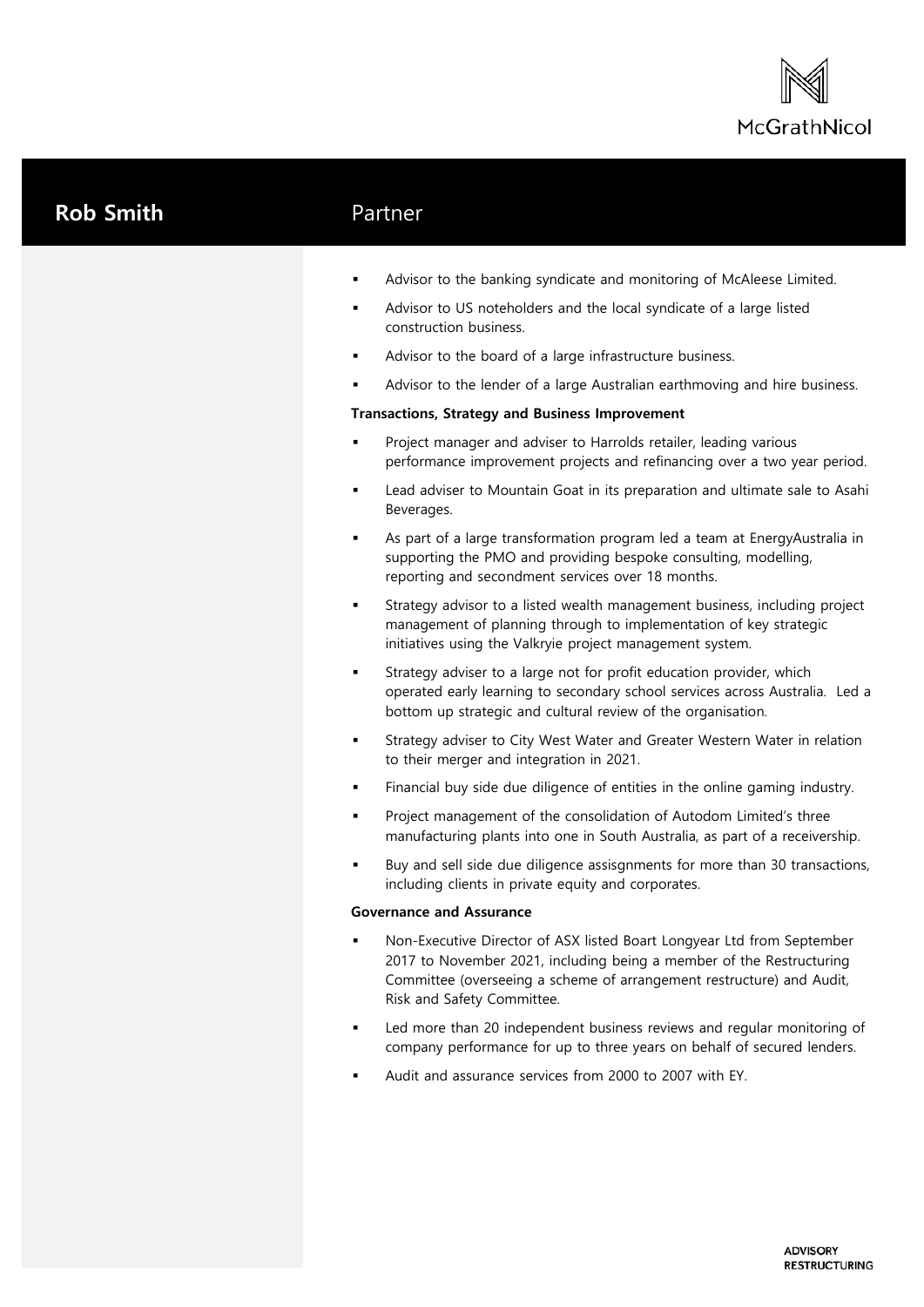# Rob Smith

Partner

- Advisor to the banking syndicate and monitoring of McAleese Limited.
- Advisor to US noteholders and the local syndicate of a large listed construction business.
- Advisor to the board of a large infrastructure business.
- Advisor to the lender of a large Australian earthmoving and hire business.

**Transactions, Strategy and Business Improvement**

- Project manager and adviser to Harrolds retailer, leading various performance improvement projects and refinancing over a two year period.
- Lead adviser to Mountain Goat in its preparation and ultimate sale to Asahi Beverages.
- As part of a large transformation program led a team at EnergyAustralia in supporting the PMO and providing bespoke consulting, modelling, reporting and secondment services over 18 months.
- Strategy advisor to a listed wealth management business, including project management of planning through to implementation of key strategic initiatives using the Valkryie project management system.
- Strategy adviser to a large not for profit education provider, which operated early learning to secondary school services across Australia. Led a bottom up strategic and cultural review of the organisation.
- Strategy adviser to City West Water and Greater Western Water in relation to their merger and integration in 2021.
- Financial buy side due diligence of entities in the online gaming industry.
- Project management of the consolidation of Autodom Limited's three manufacturing plants into one in South Australia, as part of a receivership.
- Buy and sell side due diligence assisgnments for more than 30 transactions, including clients in private equity and corporates.

**Governance and Assurance**

- Non-Executive Director of ASX listed Boart Longyear Ltd from September 2017 to November 2021, including being a member of the Restructuring Committee (overseeing a scheme of arrangement restructure) and Audit, Risk and Safety Committee.
- Led more than 20 independent business reviews and regular monitoring of company performance for up to three years on behalf of secured lenders.
- Audit and assurance services from 2000 to 2007 with EY.